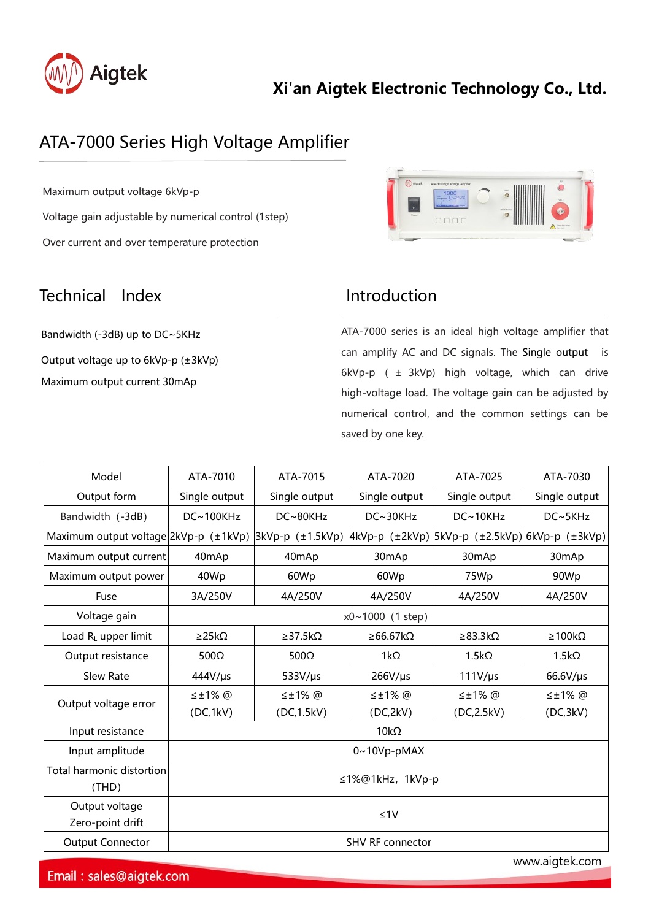Xi'an Aigtek Electronic Technology Co., Ltd.

# ATA-7000 Series High Voltage Amplifier

Maximum output voltage 6kVp-p

Voltage gain adjustable by numerical control (1step)

Over current and over temperature protection

## Technical Index

Bandwidth (-3dB) up to DC~5KHz

Output voltage up to 6kVp-p (±3kVp)

Maximum output current 30mAp

## Introduction

ATA-7000 series is an ideal high voltage amplifier that can amplify AC and DC signals. The Single output is 6kVp-p (± 3kVp) high voltage, which can drive high-voltage load. The voltage gain can be adjusted by numerical control, and the common settings can be saved by one key.

| Model | ATA-7010 | ATA-7015 | ATA-7020 | ATA-7025 | ATA-7030 |
|---|---|---|---|---|---|
| Output form | Single output | Single output | Single output | Single output | Single output |
| Bandwidth (-3dB) | DC~100KHz | DC~80KHz | DC~30KHz | DC~10KHz | DC~5KHz |
| Maximum output voltage | 2kVp-p (±1kVp) | 3kVp-p (±1.5kVp) | 4kVp-p (±2kVp) | 5kVp-p (±2.5kVp) | 6kVp-p (±3kVp) |
| Maximum output current | 40mAp | 40mAp | 30mAp | 30mAp | 30mAp |
| Maximum output power | 40Wp | 60Wp | 60Wp | 75Wp | 90Wp |
| Fuse | 3A/250V | 4A/250V | 4A/250V | 4A/250V | 4A/250V |
| Voltage gain | x0~1000 (1 step) | | | | |
| Load $R_L$ upper limit | ≥25kΩ | ≥37.5kΩ | ≥66.67kΩ | ≥83.3kΩ | ≥100kΩ |
| Output resistance | 500Ω | 500Ω | 1kΩ | 1.5kΩ | 1.5kΩ |
| Slew Rate | 444V/μs | 533V/μs | 266V/μs | 111V/μs | 66.6V/μs |
| Output voltage error | ≤±1% @ (DC,1kV) | ≤±1% @ (DC,1.5kV) | ≤±1% @ (DC,2kV) | ≤±1% @ (DC,2.5kV) | ≤±1% @ (DC,3kV) |
| Input resistance | 10kΩ | | | | |
| Input amplitude | 0~10Vp-pMAX | | | | |
| Total harmonic distortion (THD) | ≤1%@1kHz, 1kVp-p | | | | |
| Output voltage Zero-point drift | ≤1V | | | | |
| Output Connector | SHV RF connector | | | | |

www.aigtek.com

Email : sales@aigtek.com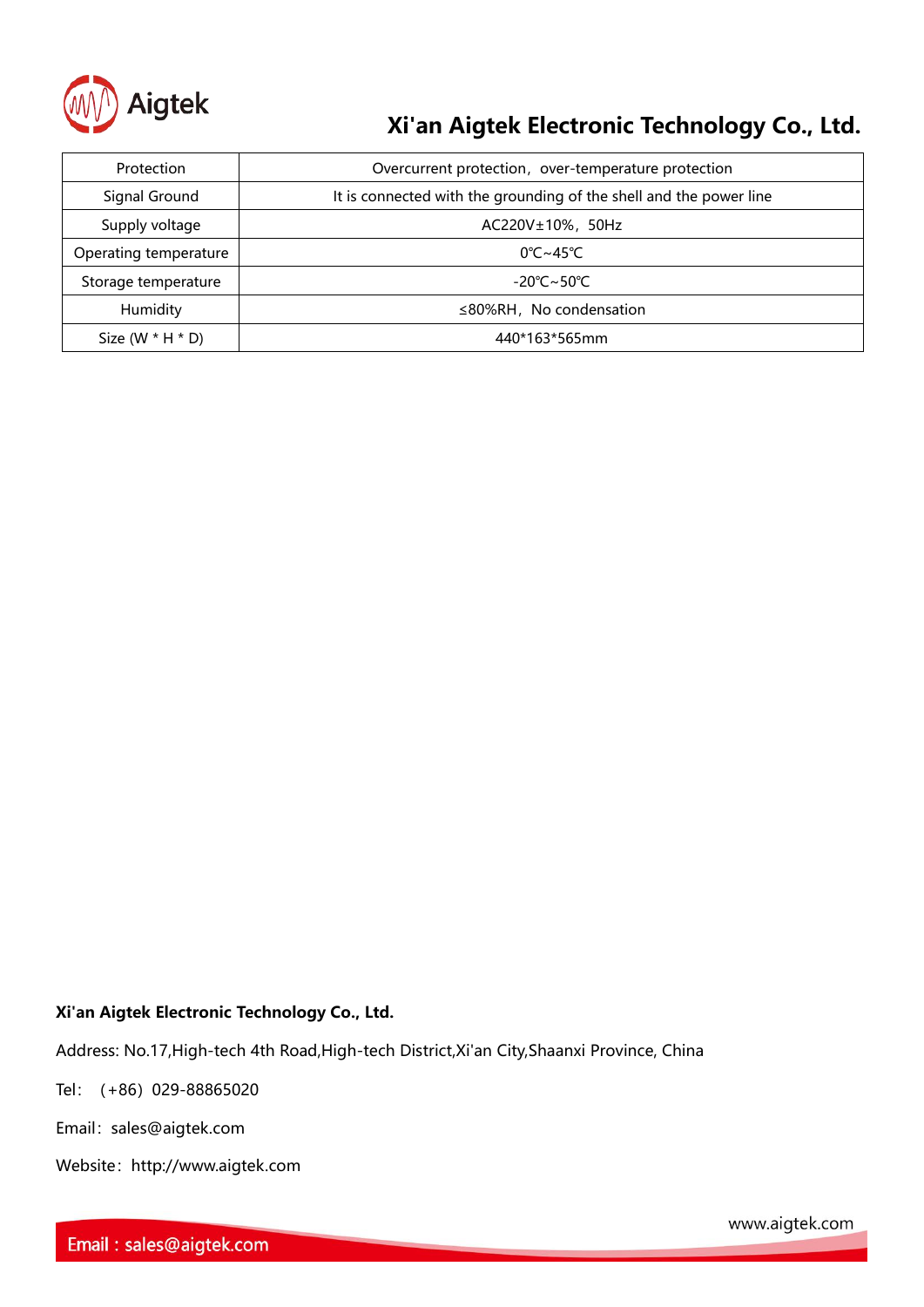| | |
|---|---|
| Protection | Overcurrent protection，over-temperature protection |
| Signal Ground | It is connected with the grounding of the shell and the power line |
| Supply voltage | AC220V±10%，50Hz |
| Operating temperature | 0℃~45℃ |
| Storage temperature | -20℃~50℃ |
| Humidity | ≤80%RH，No condensation |
| Size (W * H * D) | 440*163*565mm |

**Xi'an Aigtek Electronic Technology Co., Ltd.**

Address: No.17,High-tech 4th Road,High-tech District,Xi'an City,Shaanxi Province, China

Tel：（+86）029-88865020

Email：sales@aigtek.com

Website：http://www.aigtek.com